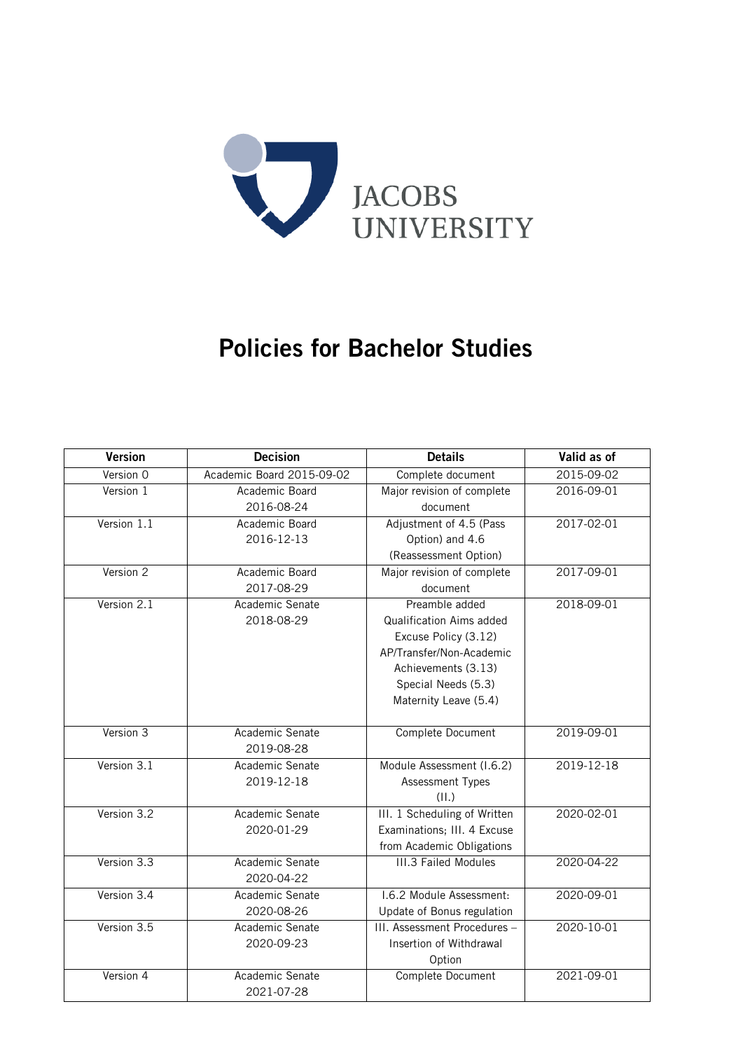JACOBS UNIVERSITY

# Policies for Bachelor Studies

| Version | Decision | Details | Valid as of |
|---|---|---|---|
| Version 0 | Academic Board 2015-09-02 | Complete document | 2015-09-02 |
| Version 1 | Academic Board 2016-08-24 | Major revision of complete document | 2016-09-01 |
| Version 1.1 | Academic Board 2016-12-13 | Adjustment of 4.5 (Pass Option) and 4.6 (Reassessment Option) | 2017-02-01 |
| Version 2 | Academic Board 2017-08-29 | Major revision of complete document | 2017-09-01 |
| Version 2.1 | Academic Senate 2018-08-29 | Preamble added<br>Qualification Aims added<br>Excuse Policy (3.12)<br>AP/Transfer/Non-Academic Achievements (3.13)<br>Special Needs (5.3)<br>Maternity Leave (5.4) | 2018-09-01 |
| Version 3 | Academic Senate 2019-08-28 | Complete Document | 2019-09-01 |
| Version 3.1 | Academic Senate 2019-12-18 | Module Assessment (I.6.2)<br>Assessment Types (II.) | 2019-12-18 |
| Version 3.2 | Academic Senate 2020-01-29 | III. 1 Scheduling of Written Examinations; III. 4 Excuse from Academic Obligations | 2020-02-01 |
| Version 3.3 | Academic Senate 2020-04-22 | III.3 Failed Modules | 2020-04-22 |
| Version 3.4 | Academic Senate 2020-08-26 | I.6.2 Module Assessment: Update of Bonus regulation | 2020-09-01 |
| Version 3.5 | Academic Senate 2020-09-23 | III. Assessment Procedures – Insertion of Withdrawal Option | 2020-10-01 |
| Version 4 | Academic Senate 2021-07-28 | Complete Document | 2021-09-01 |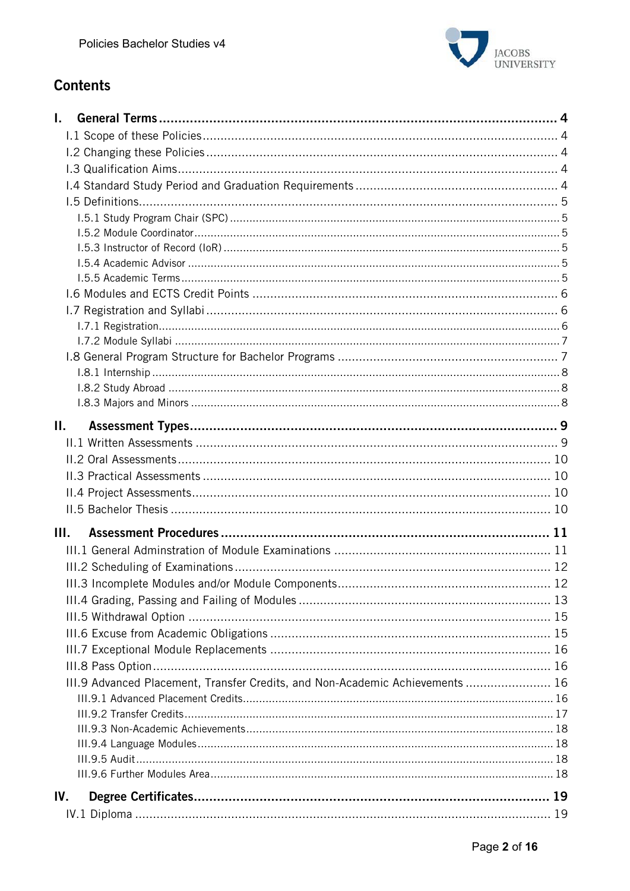# Contents

**I. General Terms** .......... **4**

I.1 Scope of these Policies .......... 4

I.2 Changing these Policies .......... 4

I.3 Qualification Aims .......... 4

I.4 Standard Study Period and Graduation Requirements .......... 4

I.5 Definitions .......... 5

I.5.1 Study Program Chair (SPC) .......... 5

I.5.2 Module Coordinator .......... 5

I.5.3 Instructor of Record (IoR) .......... 5

I.5.4 Academic Advisor .......... 5

I.5.5 Academic Terms .......... 5

I.6 Modules and ECTS Credit Points .......... 6

I.7 Registration and Syllabi .......... 6

I.7.1 Registration .......... 6

I.7.2 Module Syllabi .......... 7

I.8 General Program Structure for Bachelor Programs .......... 7

I.8.1 Internship .......... 8

I.8.2 Study Abroad .......... 8

I.8.3 Majors and Minors .......... 8

**II. Assessment Types** .......... **9**

II.1 Written Assessments .......... 9

II.2 Oral Assessments .......... 10

II.3 Practical Assessments .......... 10

II.4 Project Assessments .......... 10

II.5 Bachelor Thesis .......... 10

**III. Assessment Procedures** .......... **11**

III.1 General Adminstration of Module Examinations .......... 11

III.2 Scheduling of Examinations .......... 12

III.3 Incomplete Modules and/or Module Components .......... 12

III.4 Grading, Passing and Failing of Modules .......... 13

III.5 Withdrawal Option .......... 15

III.6 Excuse from Academic Obligations .......... 15

III.7 Exceptional Module Replacements .......... 16

III.8 Pass Option .......... 16

III.9 Advanced Placement, Transfer Credits, and Non-Academic Achievements .......... 16

III.9.1 Advanced Placement Credits .......... 16

III.9.2 Transfer Credits .......... 17

III.9.3 Non-Academic Achievements .......... 18

III.9.4 Language Modules .......... 18

III.9.5 Audit .......... 18

III.9.6 Further Modules Area .......... 18

**IV. Degree Certificates** .......... **19**

IV.1 Diploma .......... 19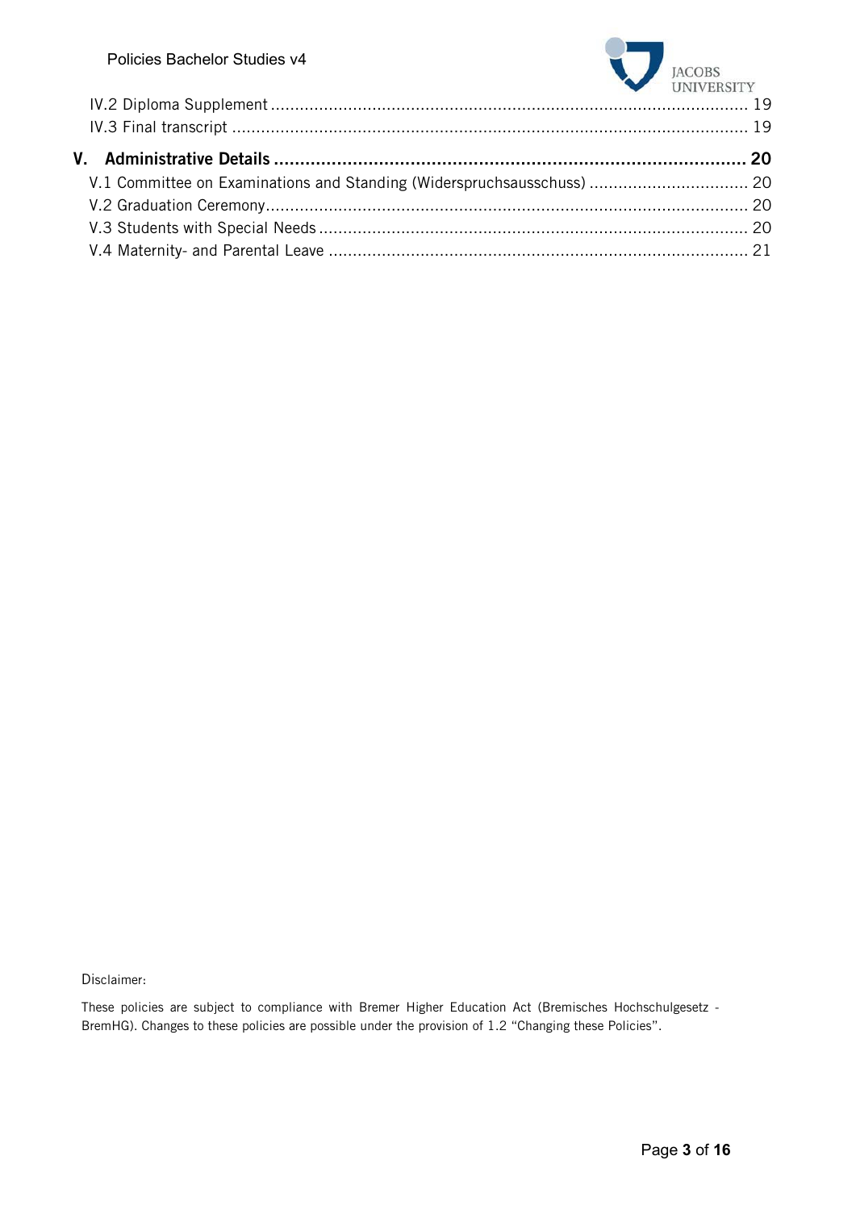IV.2 Diploma Supplement ........................................................................................ 19
IV.3 Final transcript ............................................................................................... 19

**V. Administrative Details ........................................................................................ 20**

V.1 Committee on Examinations and Standing (Widerspruchsausschuss) ................................. 20
V.2 Graduation Ceremony........................................................................................ 20
V.3 Students with Special Needs .............................................................................. 20
V.4 Maternity- and Parental Leave ............................................................................ 21

Disclaimer:

These policies are subject to compliance with Bremer Higher Education Act (Bremisches Hochschulgesetz - BremHG). Changes to these policies are possible under the provision of 1.2 "Changing these Policies".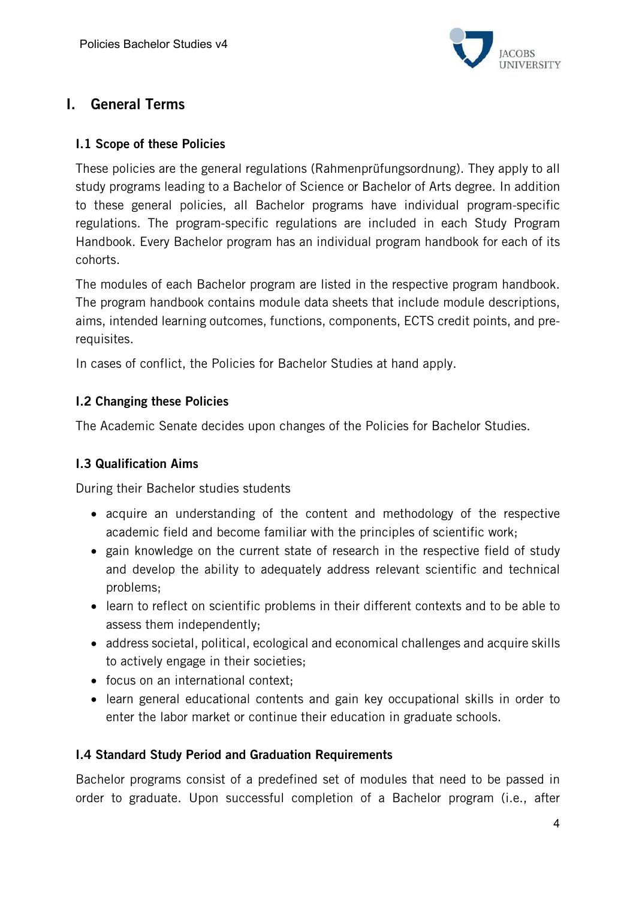# I. General Terms

## I.1 Scope of these Policies

These policies are the general regulations (Rahmenprüfungsordnung). They apply to all study programs leading to a Bachelor of Science or Bachelor of Arts degree. In addition to these general policies, all Bachelor programs have individual program-specific regulations. The program-specific regulations are included in each Study Program Handbook. Every Bachelor program has an individual program handbook for each of its cohorts.

The modules of each Bachelor program are listed in the respective program handbook. The program handbook contains module data sheets that include module descriptions, aims, intended learning outcomes, functions, components, ECTS credit points, and pre-requisites.

In cases of conflict, the Policies for Bachelor Studies at hand apply.

## I.2 Changing these Policies

The Academic Senate decides upon changes of the Policies for Bachelor Studies.

## I.3 Qualification Aims

During their Bachelor studies students

- acquire an understanding of the content and methodology of the respective academic field and become familiar with the principles of scientific work;
- gain knowledge on the current state of research in the respective field of study and develop the ability to adequately address relevant scientific and technical problems;
- learn to reflect on scientific problems in their different contexts and to be able to assess them independently;
- address societal, political, ecological and economical challenges and acquire skills to actively engage in their societies;
- focus on an international context;
- learn general educational contents and gain key occupational skills in order to enter the labor market or continue their education in graduate schools.

## I.4 Standard Study Period and Graduation Requirements

Bachelor programs consist of a predefined set of modules that need to be passed in order to graduate. Upon successful completion of a Bachelor program (i.e., after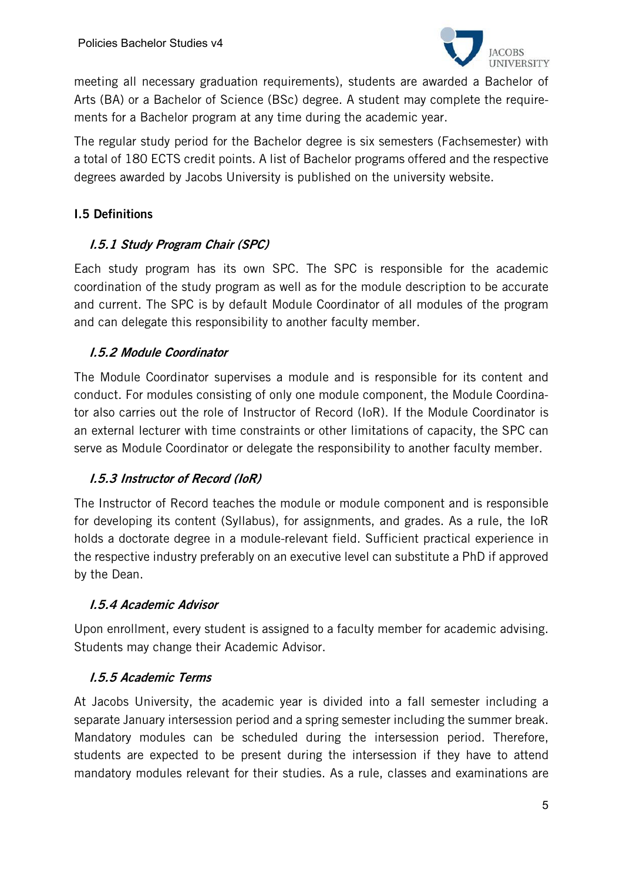meeting all necessary graduation requirements), students are awarded a Bachelor of Arts (BA) or a Bachelor of Science (BSc) degree. A student may complete the requirements for a Bachelor program at any time during the academic year.

The regular study period for the Bachelor degree is six semesters (Fachsemester) with a total of 180 ECTS credit points. A list of Bachelor programs offered and the respective degrees awarded by Jacobs University is published on the university website.

## I.5 Definitions

### *I.5.1 Study Program Chair (SPC)*

Each study program has its own SPC. The SPC is responsible for the academic coordination of the study program as well as for the module description to be accurate and current. The SPC is by default Module Coordinator of all modules of the program and can delegate this responsibility to another faculty member.

### *I.5.2 Module Coordinator*

The Module Coordinator supervises a module and is responsible for its content and conduct. For modules consisting of only one module component, the Module Coordinator also carries out the role of Instructor of Record (IoR). If the Module Coordinator is an external lecturer with time constraints or other limitations of capacity, the SPC can serve as Module Coordinator or delegate the responsibility to another faculty member.

### *I.5.3 Instructor of Record (IoR)*

The Instructor of Record teaches the module or module component and is responsible for developing its content (Syllabus), for assignments, and grades. As a rule, the IoR holds a doctorate degree in a module-relevant field. Sufficient practical experience in the respective industry preferably on an executive level can substitute a PhD if approved by the Dean.

### *I.5.4 Academic Advisor*

Upon enrollment, every student is assigned to a faculty member for academic advising. Students may change their Academic Advisor.

### *I.5.5 Academic Terms*

At Jacobs University, the academic year is divided into a fall semester including a separate January intersession period and a spring semester including the summer break. Mandatory modules can be scheduled during the intersession period. Therefore, students are expected to be present during the intersession if they have to attend mandatory modules relevant for their studies. As a rule, classes and examinations are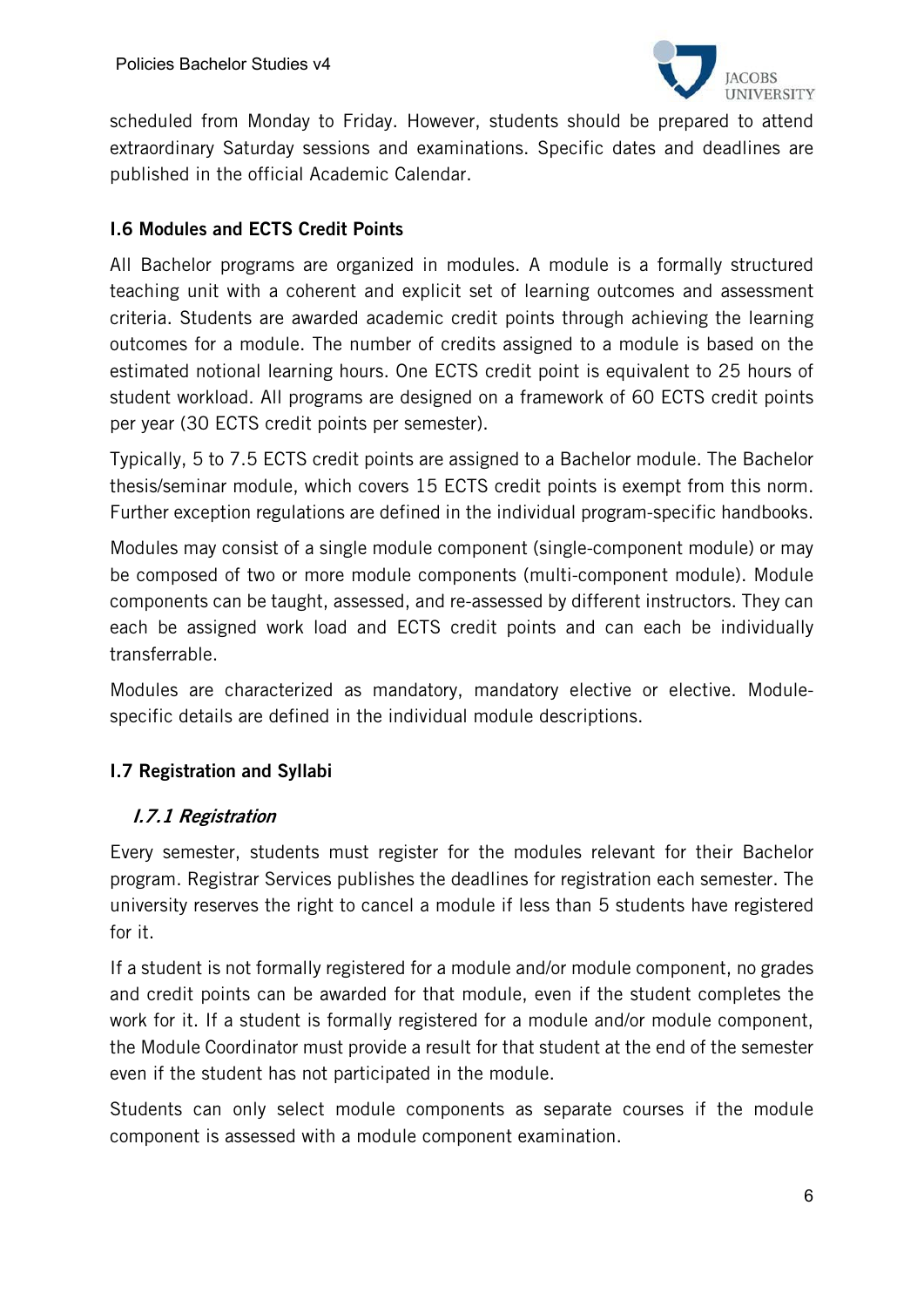scheduled from Monday to Friday. However, students should be prepared to attend extraordinary Saturday sessions and examinations. Specific dates and deadlines are published in the official Academic Calendar.

## I.6 Modules and ECTS Credit Points

All Bachelor programs are organized in modules. A module is a formally structured teaching unit with a coherent and explicit set of learning outcomes and assessment criteria. Students are awarded academic credit points through achieving the learning outcomes for a module. The number of credits assigned to a module is based on the estimated notional learning hours. One ECTS credit point is equivalent to 25 hours of student workload. All programs are designed on a framework of 60 ECTS credit points per year (30 ECTS credit points per semester).

Typically, 5 to 7.5 ECTS credit points are assigned to a Bachelor module. The Bachelor thesis/seminar module, which covers 15 ECTS credit points is exempt from this norm. Further exception regulations are defined in the individual program-specific handbooks.

Modules may consist of a single module component (single-component module) or may be composed of two or more module components (multi-component module). Module components can be taught, assessed, and re-assessed by different instructors. They can each be assigned work load and ECTS credit points and can each be individually transferrable.

Modules are characterized as mandatory, mandatory elective or elective. Module-specific details are defined in the individual module descriptions.

## I.7 Registration and Syllabi

### *I.7.1 Registration*

Every semester, students must register for the modules relevant for their Bachelor program. Registrar Services publishes the deadlines for registration each semester. The university reserves the right to cancel a module if less than 5 students have registered for it.

If a student is not formally registered for a module and/or module component, no grades and credit points can be awarded for that module, even if the student completes the work for it. If a student is formally registered for a module and/or module component, the Module Coordinator must provide a result for that student at the end of the semester even if the student has not participated in the module.

Students can only select module components as separate courses if the module component is assessed with a module component examination.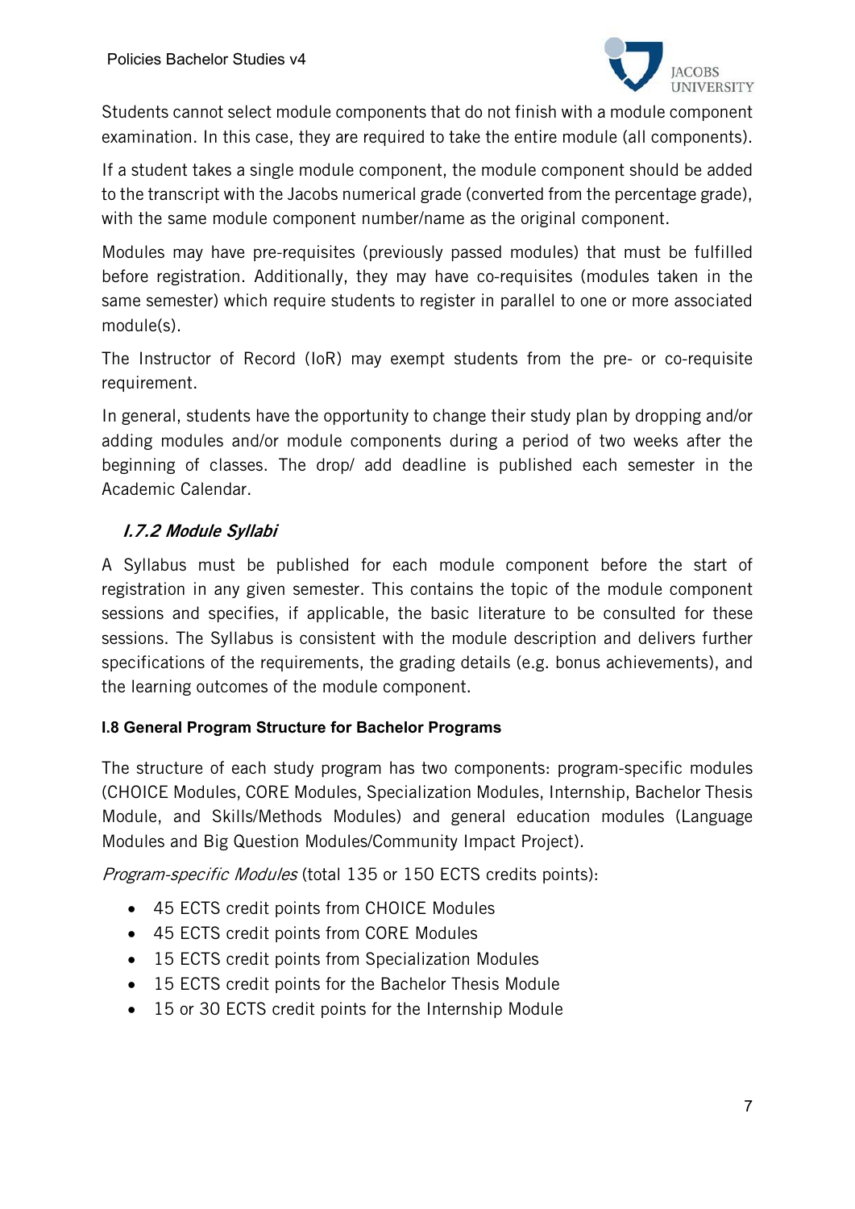Students cannot select module components that do not finish with a module component examination. In this case, they are required to take the entire module (all components).

If a student takes a single module component, the module component should be added to the transcript with the Jacobs numerical grade (converted from the percentage grade), with the same module component number/name as the original component.

Modules may have pre-requisites (previously passed modules) that must be fulfilled before registration. Additionally, they may have co-requisites (modules taken in the same semester) which require students to register in parallel to one or more associated module(s).

The Instructor of Record (IoR) may exempt students from the pre- or co-requisite requirement.

In general, students have the opportunity to change their study plan by dropping and/or adding modules and/or module components during a period of two weeks after the beginning of classes. The drop/ add deadline is published each semester in the Academic Calendar.

#### *I.7.2 Module Syllabi*

A Syllabus must be published for each module component before the start of registration in any given semester. This contains the topic of the module component sessions and specifies, if applicable, the basic literature to be consulted for these sessions. The Syllabus is consistent with the module description and delivers further specifications of the requirements, the grading details (e.g. bonus achievements), and the learning outcomes of the module component.

### I.8 General Program Structure for Bachelor Programs

The structure of each study program has two components: program-specific modules (CHOICE Modules, CORE Modules, Specialization Modules, Internship, Bachelor Thesis Module, and Skills/Methods Modules) and general education modules (Language Modules and Big Question Modules/Community Impact Project).

*Program-specific Modules* (total 135 or 150 ECTS credits points):

- 45 ECTS credit points from CHOICE Modules
- 45 ECTS credit points from CORE Modules
- 15 ECTS credit points from Specialization Modules
- 15 ECTS credit points for the Bachelor Thesis Module
- 15 or 30 ECTS credit points for the Internship Module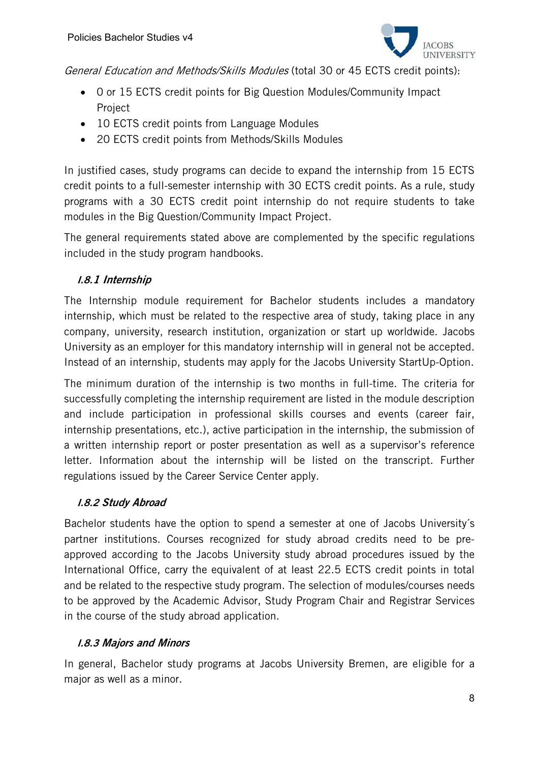*General Education and Methods/Skills Modules* (total 30 or 45 ECTS credit points):

- 0 or 15 ECTS credit points for Big Question Modules/Community Impact Project
- 10 ECTS credit points from Language Modules
- 20 ECTS credit points from Methods/Skills Modules

In justified cases, study programs can decide to expand the internship from 15 ECTS credit points to a full-semester internship with 30 ECTS credit points. As a rule, study programs with a 30 ECTS credit point internship do not require students to take modules in the Big Question/Community Impact Project.

The general requirements stated above are complemented by the specific regulations included in the study program handbooks.

### *I.8.1 Internship*

The Internship module requirement for Bachelor students includes a mandatory internship, which must be related to the respective area of study, taking place in any company, university, research institution, organization or start up worldwide. Jacobs University as an employer for this mandatory internship will in general not be accepted. Instead of an internship, students may apply for the Jacobs University StartUp-Option.

The minimum duration of the internship is two months in full-time. The criteria for successfully completing the internship requirement are listed in the module description and include participation in professional skills courses and events (career fair, internship presentations, etc.), active participation in the internship, the submission of a written internship report or poster presentation as well as a supervisor's reference letter. Information about the internship will be listed on the transcript. Further regulations issued by the Career Service Center apply.

### *I.8.2 Study Abroad*

Bachelor students have the option to spend a semester at one of Jacobs University´s partner institutions. Courses recognized for study abroad credits need to be pre-approved according to the Jacobs University study abroad procedures issued by the International Office, carry the equivalent of at least 22.5 ECTS credit points in total and be related to the respective study program. The selection of modules/courses needs to be approved by the Academic Advisor, Study Program Chair and Registrar Services in the course of the study abroad application.

### *I.8.3 Majors and Minors*

In general, Bachelor study programs at Jacobs University Bremen, are eligible for a major as well as a minor.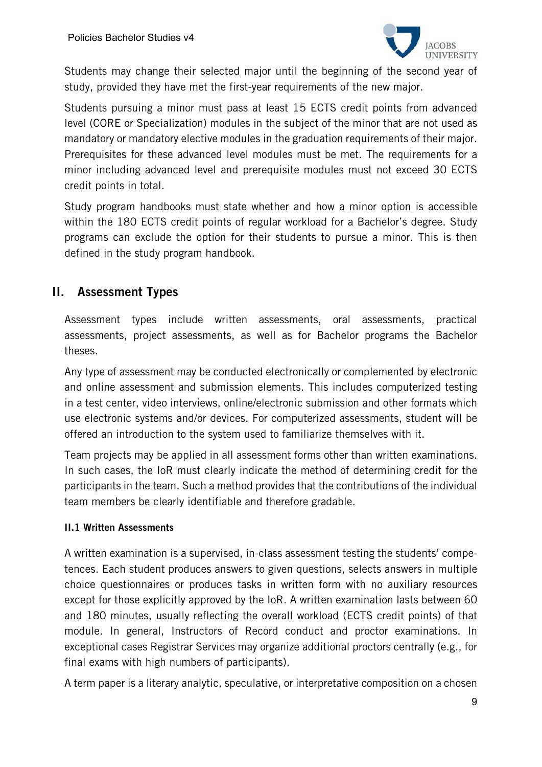Students may change their selected major until the beginning of the second year of study, provided they have met the first-year requirements of the new major.

Students pursuing a minor must pass at least 15 ECTS credit points from advanced level (CORE or Specialization) modules in the subject of the minor that are not used as mandatory or mandatory elective modules in the graduation requirements of their major. Prerequisites for these advanced level modules must be met. The requirements for a minor including advanced level and prerequisite modules must not exceed 30 ECTS credit points in total.

Study program handbooks must state whether and how a minor option is accessible within the 180 ECTS credit points of regular workload for a Bachelor's degree. Study programs can exclude the option for their students to pursue a minor. This is then defined in the study program handbook.

## II. Assessment Types

Assessment types include written assessments, oral assessments, practical assessments, project assessments, as well as for Bachelor programs the Bachelor theses.

Any type of assessment may be conducted electronically or complemented by electronic and online assessment and submission elements. This includes computerized testing in a test center, video interviews, online/electronic submission and other formats which use electronic systems and/or devices. For computerized assessments, student will be offered an introduction to the system used to familiarize themselves with it.

Team projects may be applied in all assessment forms other than written examinations. In such cases, the IoR must clearly indicate the method of determining credit for the participants in the team. Such a method provides that the contributions of the individual team members be clearly identifiable and therefore gradable.

### II.1 Written Assessments

A written examination is a supervised, in-class assessment testing the students' competences. Each student produces answers to given questions, selects answers in multiple choice questionnaires or produces tasks in written form with no auxiliary resources except for those explicitly approved by the IoR. A written examination lasts between 60 and 180 minutes, usually reflecting the overall workload (ECTS credit points) of that module. In general, Instructors of Record conduct and proctor examinations. In exceptional cases Registrar Services may organize additional proctors centrally (e.g., for final exams with high numbers of participants).

A term paper is a literary analytic, speculative, or interpretative composition on a chosen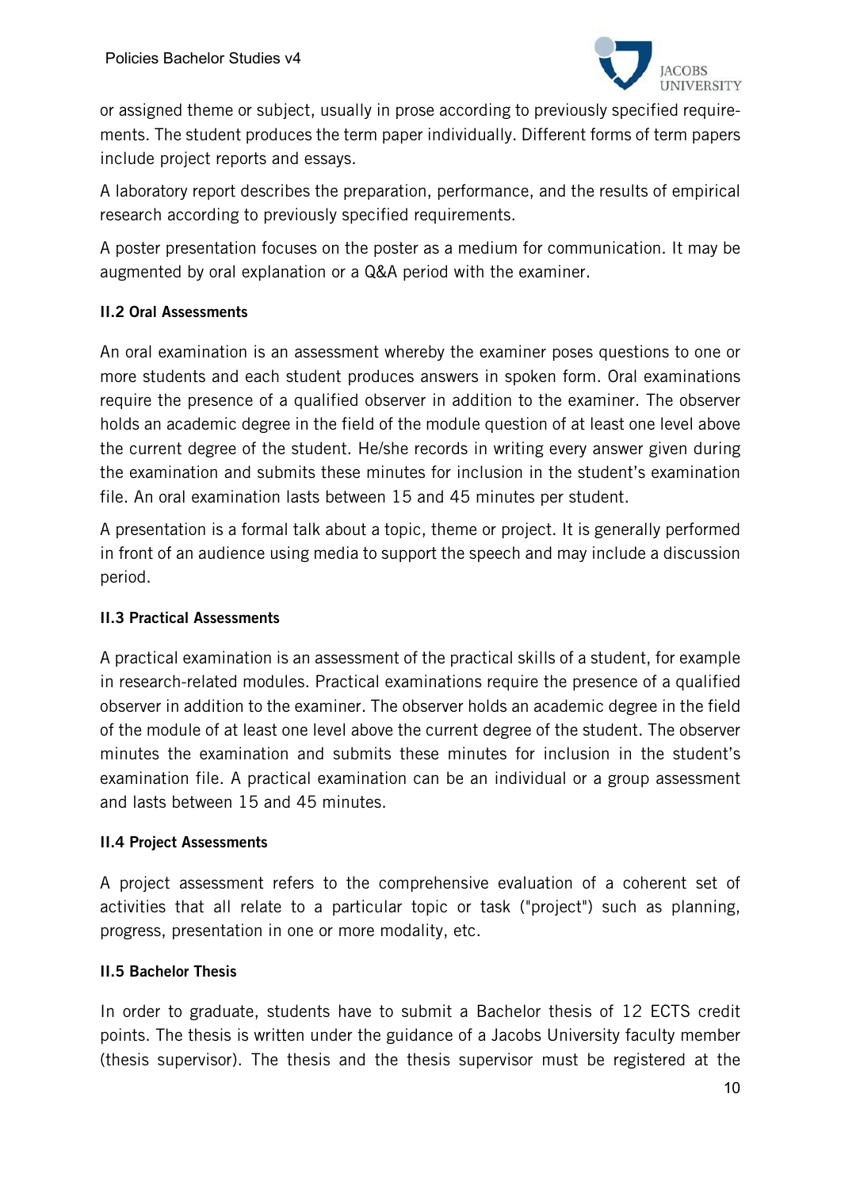or assigned theme or subject, usually in prose according to previously specified requirements. The student produces the term paper individually. Different forms of term papers include project reports and essays.

A laboratory report describes the preparation, performance, and the results of empirical research according to previously specified requirements.

A poster presentation focuses on the poster as a medium for communication. It may be augmented by oral explanation or a Q&A period with the examiner.

#### II.2 Oral Assessments

An oral examination is an assessment whereby the examiner poses questions to one or more students and each student produces answers in spoken form. Oral examinations require the presence of a qualified observer in addition to the examiner. The observer holds an academic degree in the field of the module question of at least one level above the current degree of the student. He/she records in writing every answer given during the examination and submits these minutes for inclusion in the student's examination file. An oral examination lasts between 15 and 45 minutes per student.

A presentation is a formal talk about a topic, theme or project. It is generally performed in front of an audience using media to support the speech and may include a discussion period.

#### II.3 Practical Assessments

A practical examination is an assessment of the practical skills of a student, for example in research-related modules. Practical examinations require the presence of a qualified observer in addition to the examiner. The observer holds an academic degree in the field of the module of at least one level above the current degree of the student. The observer minutes the examination and submits these minutes for inclusion in the student's examination file. A practical examination can be an individual or a group assessment and lasts between 15 and 45 minutes.

#### II.4 Project Assessments

A project assessment refers to the comprehensive evaluation of a coherent set of activities that all relate to a particular topic or task ("project") such as planning, progress, presentation in one or more modality, etc.

#### II.5 Bachelor Thesis

In order to graduate, students have to submit a Bachelor thesis of 12 ECTS credit points. The thesis is written under the guidance of a Jacobs University faculty member (thesis supervisor). The thesis and the thesis supervisor must be registered at the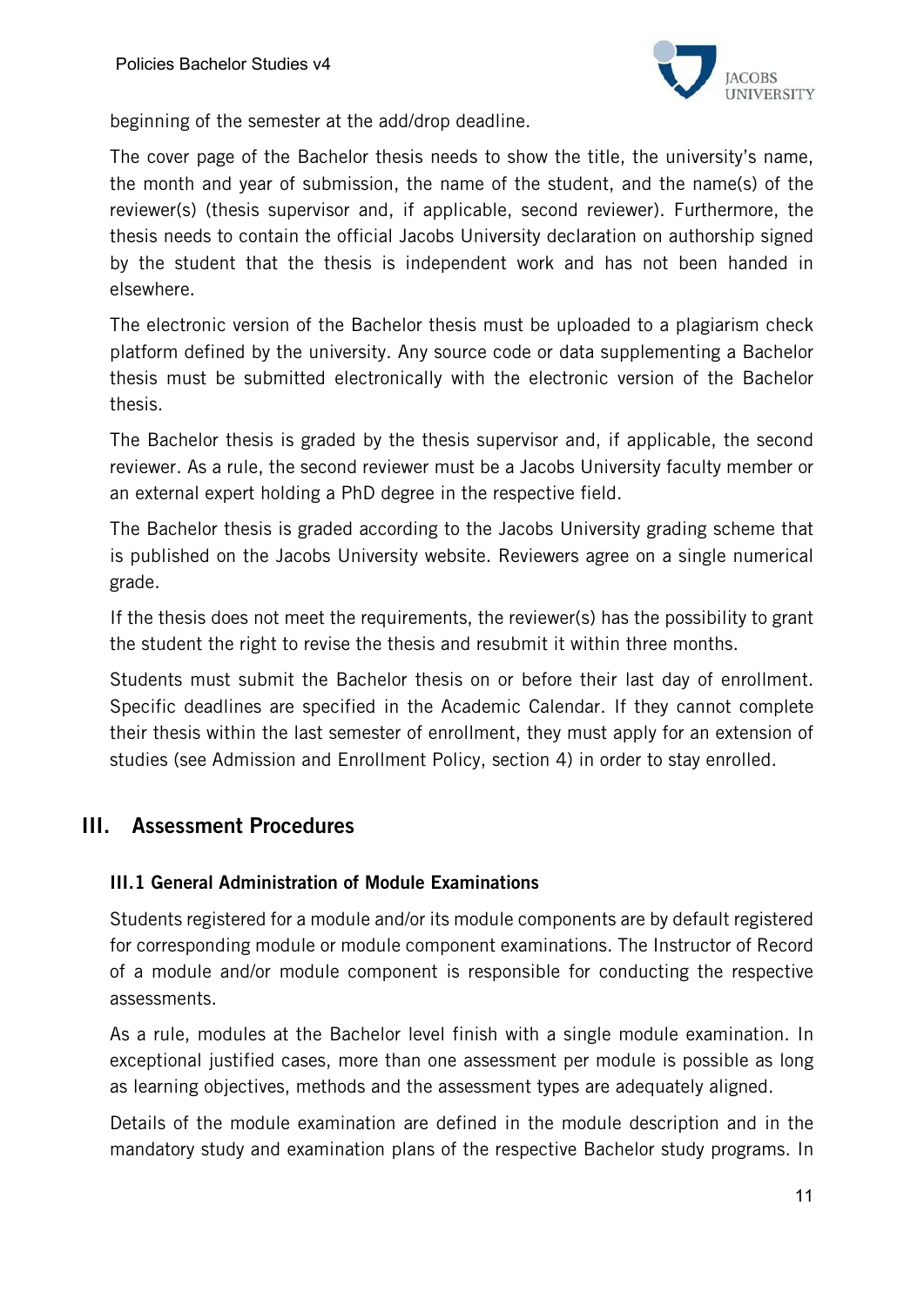beginning of the semester at the add/drop deadline.

The cover page of the Bachelor thesis needs to show the title, the university's name, the month and year of submission, the name of the student, and the name(s) of the reviewer(s) (thesis supervisor and, if applicable, second reviewer). Furthermore, the thesis needs to contain the official Jacobs University declaration on authorship signed by the student that the thesis is independent work and has not been handed in elsewhere.

The electronic version of the Bachelor thesis must be uploaded to a plagiarism check platform defined by the university. Any source code or data supplementing a Bachelor thesis must be submitted electronically with the electronic version of the Bachelor thesis.

The Bachelor thesis is graded by the thesis supervisor and, if applicable, the second reviewer. As a rule, the second reviewer must be a Jacobs University faculty member or an external expert holding a PhD degree in the respective field.

The Bachelor thesis is graded according to the Jacobs University grading scheme that is published on the Jacobs University website. Reviewers agree on a single numerical grade.

If the thesis does not meet the requirements, the reviewer(s) has the possibility to grant the student the right to revise the thesis and resubmit it within three months.

Students must submit the Bachelor thesis on or before their last day of enrollment. Specific deadlines are specified in the Academic Calendar. If they cannot complete their thesis within the last semester of enrollment, they must apply for an extension of studies (see Admission and Enrollment Policy, section 4) in order to stay enrolled.

## III. Assessment Procedures

### III.1 General Administration of Module Examinations

Students registered for a module and/or its module components are by default registered for corresponding module or module component examinations. The Instructor of Record of a module and/or module component is responsible for conducting the respective assessments.

As a rule, modules at the Bachelor level finish with a single module examination. In exceptional justified cases, more than one assessment per module is possible as long as learning objectives, methods and the assessment types are adequately aligned.

Details of the module examination are defined in the module description and in the mandatory study and examination plans of the respective Bachelor study programs. In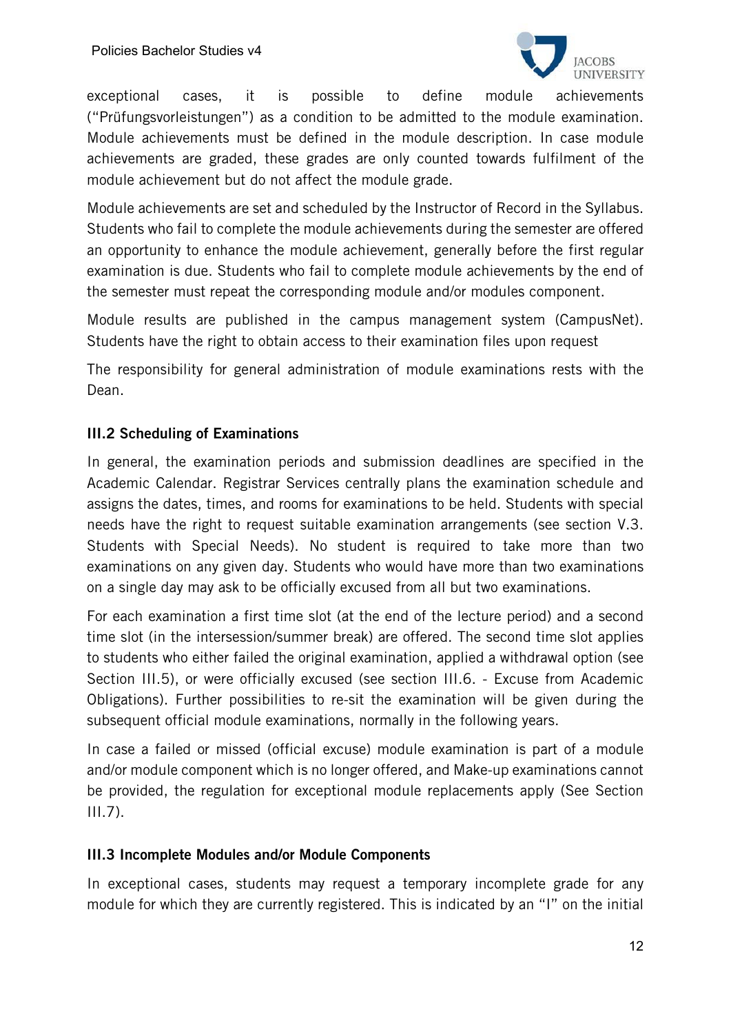exceptional cases, it is possible to define module achievements ("Prüfungsvorleistungen") as a condition to be admitted to the module examination. Module achievements must be defined in the module description. In case module achievements are graded, these grades are only counted towards fulfilment of the module achievement but do not affect the module grade.

Module achievements are set and scheduled by the Instructor of Record in the Syllabus. Students who fail to complete the module achievements during the semester are offered an opportunity to enhance the module achievement, generally before the first regular examination is due. Students who fail to complete module achievements by the end of the semester must repeat the corresponding module and/or modules component.

Module results are published in the campus management system (CampusNet). Students have the right to obtain access to their examination files upon request

The responsibility for general administration of module examinations rests with the Dean.

### III.2 Scheduling of Examinations

In general, the examination periods and submission deadlines are specified in the Academic Calendar. Registrar Services centrally plans the examination schedule and assigns the dates, times, and rooms for examinations to be held. Students with special needs have the right to request suitable examination arrangements (see section V.3. Students with Special Needs). No student is required to take more than two examinations on any given day. Students who would have more than two examinations on a single day may ask to be officially excused from all but two examinations.

For each examination a first time slot (at the end of the lecture period) and a second time slot (in the intersession/summer break) are offered. The second time slot applies to students who either failed the original examination, applied a withdrawal option (see Section III.5), or were officially excused (see section III.6. - Excuse from Academic Obligations). Further possibilities to re-sit the examination will be given during the subsequent official module examinations, normally in the following years.

In case a failed or missed (official excuse) module examination is part of a module and/or module component which is no longer offered, and Make-up examinations cannot be provided, the regulation for exceptional module replacements apply (See Section III.7).

### III.3 Incomplete Modules and/or Module Components

In exceptional cases, students may request a temporary incomplete grade for any module for which they are currently registered. This is indicated by an "I" on the initial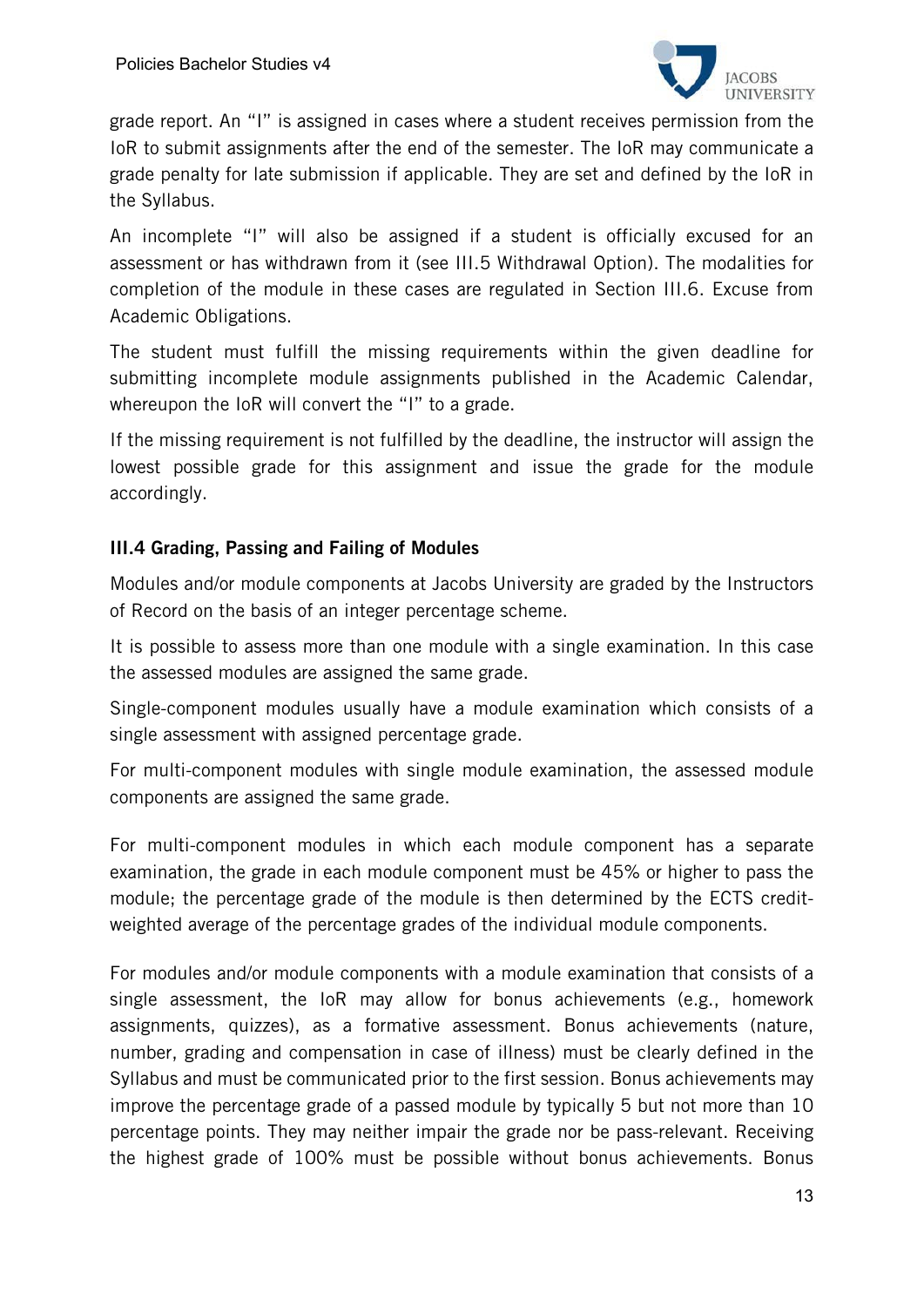grade report. An "I" is assigned in cases where a student receives permission from the IoR to submit assignments after the end of the semester. The IoR may communicate a grade penalty for late submission if applicable. They are set and defined by the IoR in the Syllabus.

An incomplete "I" will also be assigned if a student is officially excused for an assessment or has withdrawn from it (see III.5 Withdrawal Option). The modalities for completion of the module in these cases are regulated in Section III.6. Excuse from Academic Obligations.

The student must fulfill the missing requirements within the given deadline for submitting incomplete module assignments published in the Academic Calendar, whereupon the IoR will convert the "I" to a grade.

If the missing requirement is not fulfilled by the deadline, the instructor will assign the lowest possible grade for this assignment and issue the grade for the module accordingly.

### III.4 Grading, Passing and Failing of Modules

Modules and/or module components at Jacobs University are graded by the Instructors of Record on the basis of an integer percentage scheme.

It is possible to assess more than one module with a single examination. In this case the assessed modules are assigned the same grade.

Single-component modules usually have a module examination which consists of a single assessment with assigned percentage grade.

For multi-component modules with single module examination, the assessed module components are assigned the same grade.

For multi-component modules in which each module component has a separate examination, the grade in each module component must be 45% or higher to pass the module; the percentage grade of the module is then determined by the ECTS credit-weighted average of the percentage grades of the individual module components.

For modules and/or module components with a module examination that consists of a single assessment, the IoR may allow for bonus achievements (e.g., homework assignments, quizzes), as a formative assessment. Bonus achievements (nature, number, grading and compensation in case of illness) must be clearly defined in the Syllabus and must be communicated prior to the first session. Bonus achievements may improve the percentage grade of a passed module by typically 5 but not more than 10 percentage points. They may neither impair the grade nor be pass-relevant. Receiving the highest grade of 100% must be possible without bonus achievements. Bonus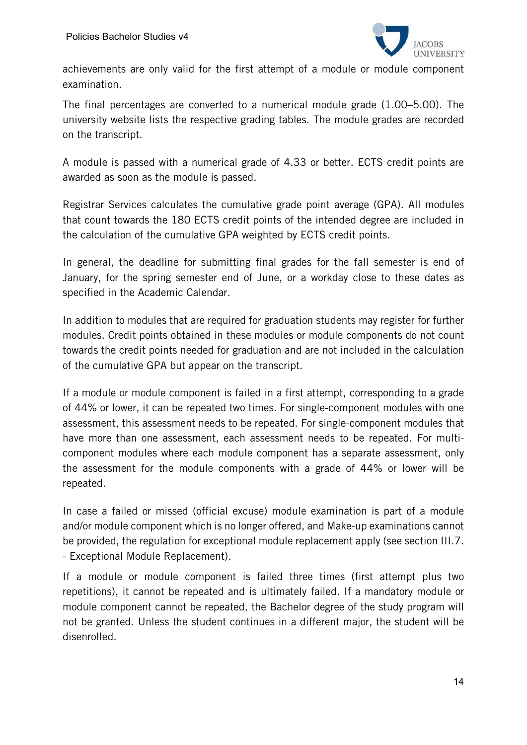achievements are only valid for the first attempt of a module or module component examination.

The final percentages are converted to a numerical module grade (1.00–5.00). The university website lists the respective grading tables. The module grades are recorded on the transcript.

A module is passed with a numerical grade of 4.33 or better. ECTS credit points are awarded as soon as the module is passed.

Registrar Services calculates the cumulative grade point average (GPA). All modules that count towards the 180 ECTS credit points of the intended degree are included in the calculation of the cumulative GPA weighted by ECTS credit points.

In general, the deadline for submitting final grades for the fall semester is end of January, for the spring semester end of June, or a workday close to these dates as specified in the Academic Calendar.

In addition to modules that are required for graduation students may register for further modules. Credit points obtained in these modules or module components do not count towards the credit points needed for graduation and are not included in the calculation of the cumulative GPA but appear on the transcript.

If a module or module component is failed in a first attempt, corresponding to a grade of 44% or lower, it can be repeated two times. For single-component modules with one assessment, this assessment needs to be repeated. For single-component modules that have more than one assessment, each assessment needs to be repeated. For multi-component modules where each module component has a separate assessment, only the assessment for the module components with a grade of 44% or lower will be repeated.

In case a failed or missed (official excuse) module examination is part of a module and/or module component which is no longer offered, and Make-up examinations cannot be provided, the regulation for exceptional module replacement apply (see section III.7. - Exceptional Module Replacement).

If a module or module component is failed three times (first attempt plus two repetitions), it cannot be repeated and is ultimately failed. If a mandatory module or module component cannot be repeated, the Bachelor degree of the study program will not be granted. Unless the student continues in a different major, the student will be disenrolled.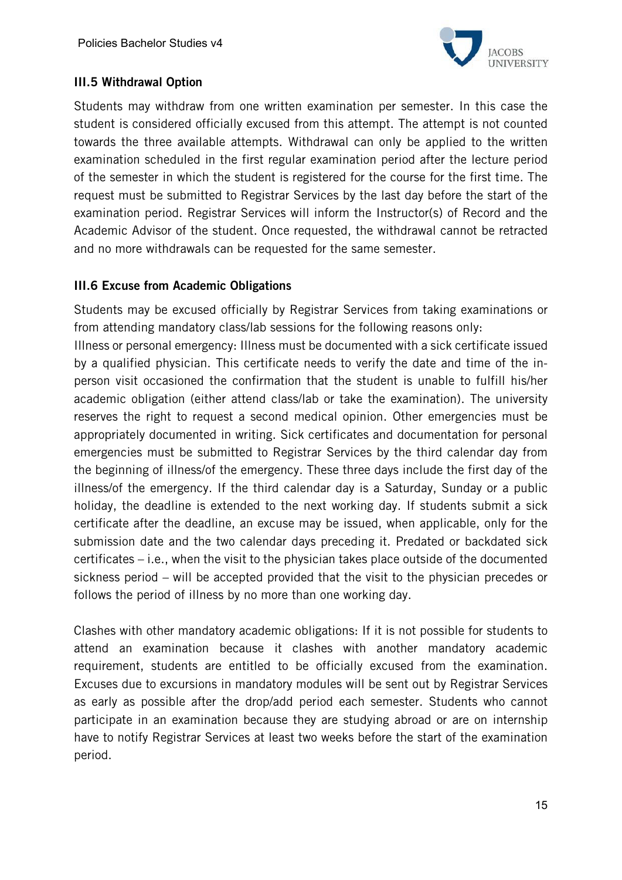### III.5 Withdrawal Option

Students may withdraw from one written examination per semester. In this case the student is considered officially excused from this attempt. The attempt is not counted towards the three available attempts. Withdrawal can only be applied to the written examination scheduled in the first regular examination period after the lecture period of the semester in which the student is registered for the course for the first time. The request must be submitted to Registrar Services by the last day before the start of the examination period. Registrar Services will inform the Instructor(s) of Record and the Academic Advisor of the student. Once requested, the withdrawal cannot be retracted and no more withdrawals can be requested for the same semester.

### III.6 Excuse from Academic Obligations

Students may be excused officially by Registrar Services from taking examinations or from attending mandatory class/lab sessions for the following reasons only:
Illness or personal emergency: Illness must be documented with a sick certificate issued by a qualified physician. This certificate needs to verify the date and time of the in-person visit occasioned the confirmation that the student is unable to fulfill his/her academic obligation (either attend class/lab or take the examination). The university reserves the right to request a second medical opinion. Other emergencies must be appropriately documented in writing. Sick certificates and documentation for personal emergencies must be submitted to Registrar Services by the third calendar day from the beginning of illness/of the emergency. These three days include the first day of the illness/of the emergency. If the third calendar day is a Saturday, Sunday or a public holiday, the deadline is extended to the next working day. If students submit a sick certificate after the deadline, an excuse may be issued, when applicable, only for the submission date and the two calendar days preceding it. Predated or backdated sick certificates – i.e., when the visit to the physician takes place outside of the documented sickness period – will be accepted provided that the visit to the physician precedes or follows the period of illness by no more than one working day.

Clashes with other mandatory academic obligations: If it is not possible for students to attend an examination because it clashes with another mandatory academic requirement, students are entitled to be officially excused from the examination. Excuses due to excursions in mandatory modules will be sent out by Registrar Services as early as possible after the drop/add period each semester. Students who cannot participate in an examination because they are studying abroad or are on internship have to notify Registrar Services at least two weeks before the start of the examination period.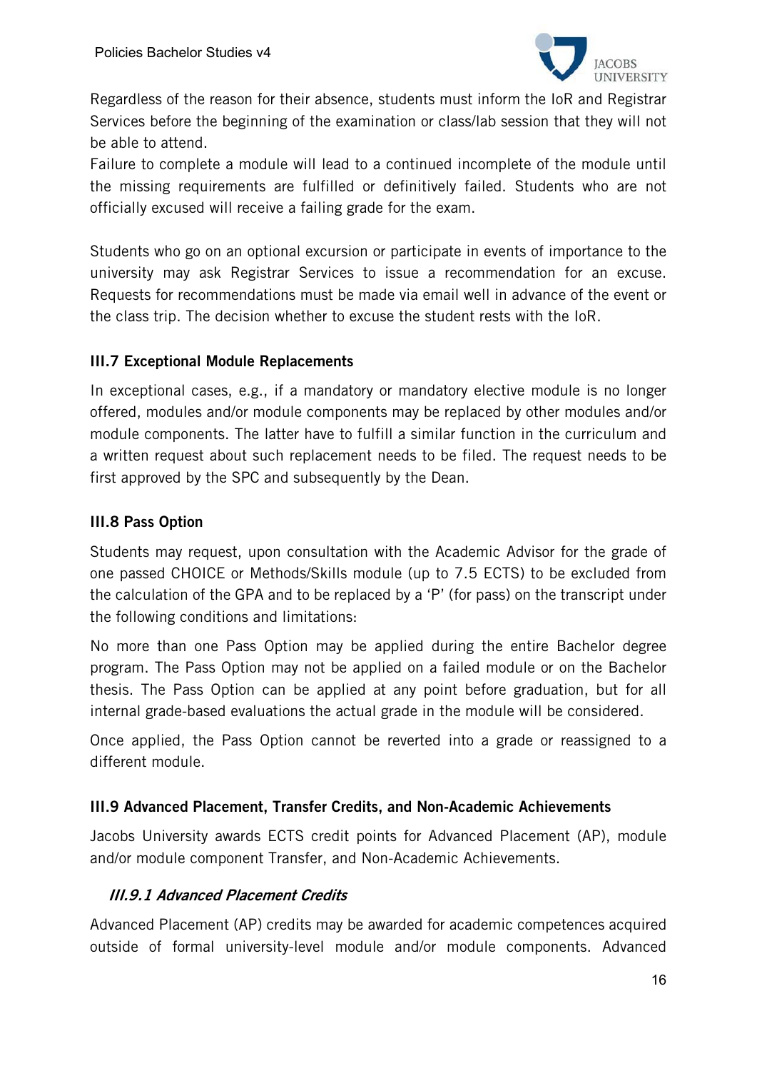Regardless of the reason for their absence, students must inform the IoR and Registrar Services before the beginning of the examination or class/lab session that they will not be able to attend.
Failure to complete a module will lead to a continued incomplete of the module until the missing requirements are fulfilled or definitively failed. Students who are not officially excused will receive a failing grade for the exam.

Students who go on an optional excursion or participate in events of importance to the university may ask Registrar Services to issue a recommendation for an excuse. Requests for recommendations must be made via email well in advance of the event or the class trip. The decision whether to excuse the student rests with the IoR.

### III.7 Exceptional Module Replacements

In exceptional cases, e.g., if a mandatory or mandatory elective module is no longer offered, modules and/or module components may be replaced by other modules and/or module components. The latter have to fulfill a similar function in the curriculum and a written request about such replacement needs to be filed. The request needs to be first approved by the SPC and subsequently by the Dean.

### III.8 Pass Option

Students may request, upon consultation with the Academic Advisor for the grade of one passed CHOICE or Methods/Skills module (up to 7.5 ECTS) to be excluded from the calculation of the GPA and to be replaced by a 'P' (for pass) on the transcript under the following conditions and limitations:

No more than one Pass Option may be applied during the entire Bachelor degree program. The Pass Option may not be applied on a failed module or on the Bachelor thesis. The Pass Option can be applied at any point before graduation, but for all internal grade-based evaluations the actual grade in the module will be considered.

Once applied, the Pass Option cannot be reverted into a grade or reassigned to a different module.

### III.9 Advanced Placement, Transfer Credits, and Non-Academic Achievements

Jacobs University awards ECTS credit points for Advanced Placement (AP), module and/or module component Transfer, and Non-Academic Achievements.

#### *III.9.1 Advanced Placement Credits*

Advanced Placement (AP) credits may be awarded for academic competences acquired outside of formal university-level module and/or module components. Advanced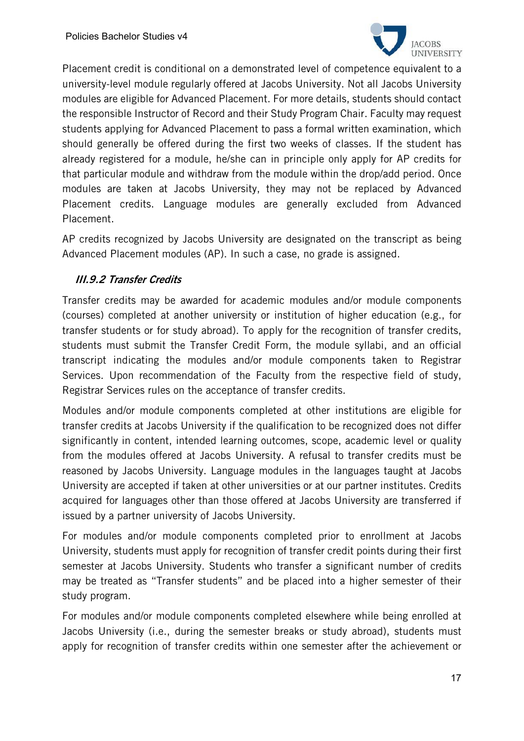Placement credit is conditional on a demonstrated level of competence equivalent to a university-level module regularly offered at Jacobs University. Not all Jacobs University modules are eligible for Advanced Placement. For more details, students should contact the responsible Instructor of Record and their Study Program Chair. Faculty may request students applying for Advanced Placement to pass a formal written examination, which should generally be offered during the first two weeks of classes. If the student has already registered for a module, he/she can in principle only apply for AP credits for that particular module and withdraw from the module within the drop/add period. Once modules are taken at Jacobs University, they may not be replaced by Advanced Placement credits. Language modules are generally excluded from Advanced Placement.

AP credits recognized by Jacobs University are designated on the transcript as being Advanced Placement modules (AP). In such a case, no grade is assigned.

### *III.9.2 Transfer Credits*

Transfer credits may be awarded for academic modules and/or module components (courses) completed at another university or institution of higher education (e.g., for transfer students or for study abroad). To apply for the recognition of transfer credits, students must submit the Transfer Credit Form, the module syllabi, and an official transcript indicating the modules and/or module components taken to Registrar Services. Upon recommendation of the Faculty from the respective field of study, Registrar Services rules on the acceptance of transfer credits.

Modules and/or module components completed at other institutions are eligible for transfer credits at Jacobs University if the qualification to be recognized does not differ significantly in content, intended learning outcomes, scope, academic level or quality from the modules offered at Jacobs University. A refusal to transfer credits must be reasoned by Jacobs University. Language modules in the languages taught at Jacobs University are accepted if taken at other universities or at our partner institutes. Credits acquired for languages other than those offered at Jacobs University are transferred if issued by a partner university of Jacobs University.

For modules and/or module components completed prior to enrollment at Jacobs University, students must apply for recognition of transfer credit points during their first semester at Jacobs University. Students who transfer a significant number of credits may be treated as "Transfer students" and be placed into a higher semester of their study program.

For modules and/or module components completed elsewhere while being enrolled at Jacobs University (i.e., during the semester breaks or study abroad), students must apply for recognition of transfer credits within one semester after the achievement or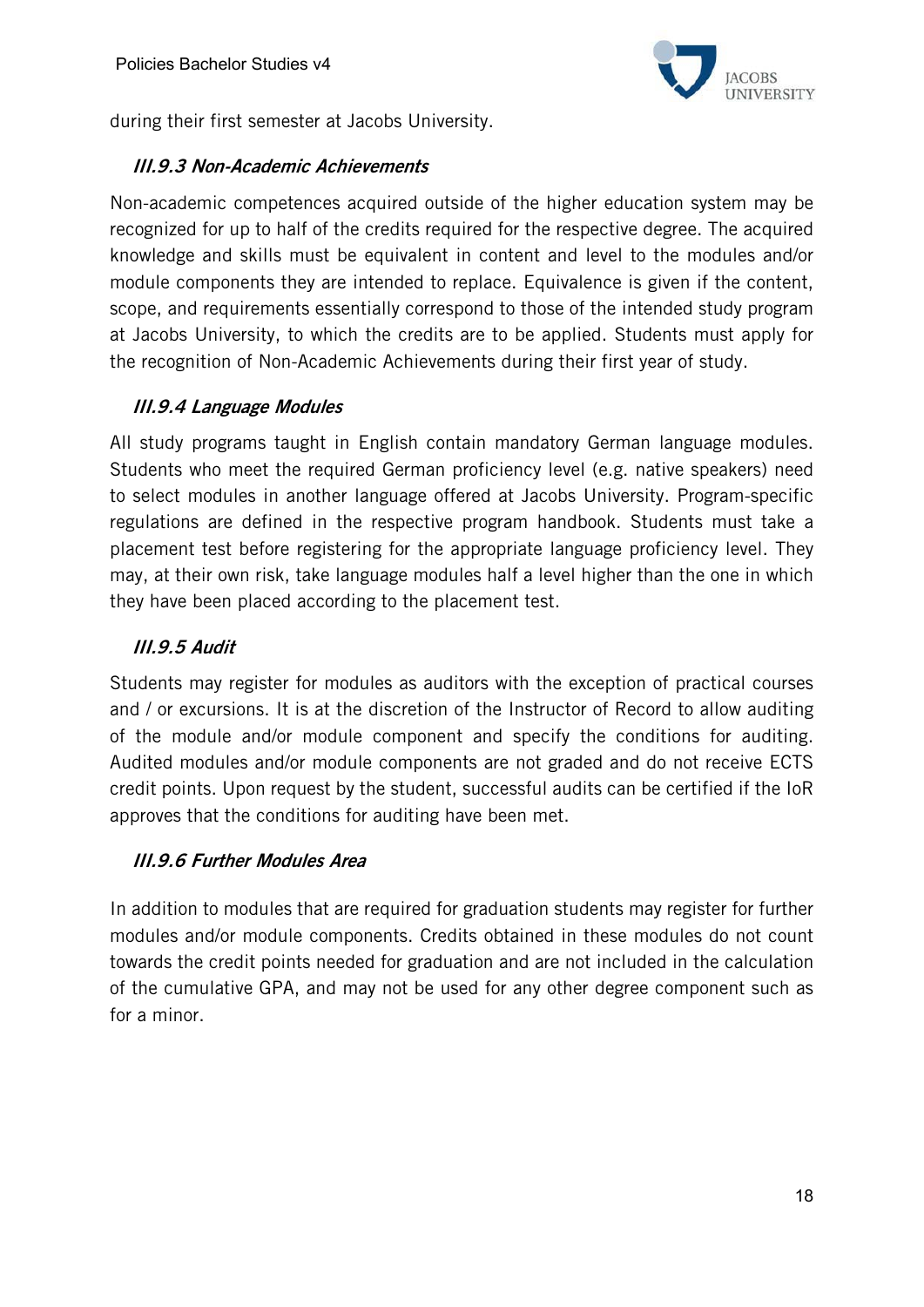during their first semester at Jacobs University.

### *III.9.3 Non-Academic Achievements*

Non-academic competences acquired outside of the higher education system may be recognized for up to half of the credits required for the respective degree. The acquired knowledge and skills must be equivalent in content and level to the modules and/or module components they are intended to replace. Equivalence is given if the content, scope, and requirements essentially correspond to those of the intended study program at Jacobs University, to which the credits are to be applied. Students must apply for the recognition of Non-Academic Achievements during their first year of study.

### *III.9.4 Language Modules*

All study programs taught in English contain mandatory German language modules. Students who meet the required German proficiency level (e.g. native speakers) need to select modules in another language offered at Jacobs University. Program-specific regulations are defined in the respective program handbook. Students must take a placement test before registering for the appropriate language proficiency level. They may, at their own risk, take language modules half a level higher than the one in which they have been placed according to the placement test.

### *III.9.5 Audit*

Students may register for modules as auditors with the exception of practical courses and / or excursions. It is at the discretion of the Instructor of Record to allow auditing of the module and/or module component and specify the conditions for auditing. Audited modules and/or module components are not graded and do not receive ECTS credit points. Upon request by the student, successful audits can be certified if the IoR approves that the conditions for auditing have been met.

### *III.9.6 Further Modules Area*

In addition to modules that are required for graduation students may register for further modules and/or module components. Credits obtained in these modules do not count towards the credit points needed for graduation and are not included in the calculation of the cumulative GPA, and may not be used for any other degree component such as for a minor.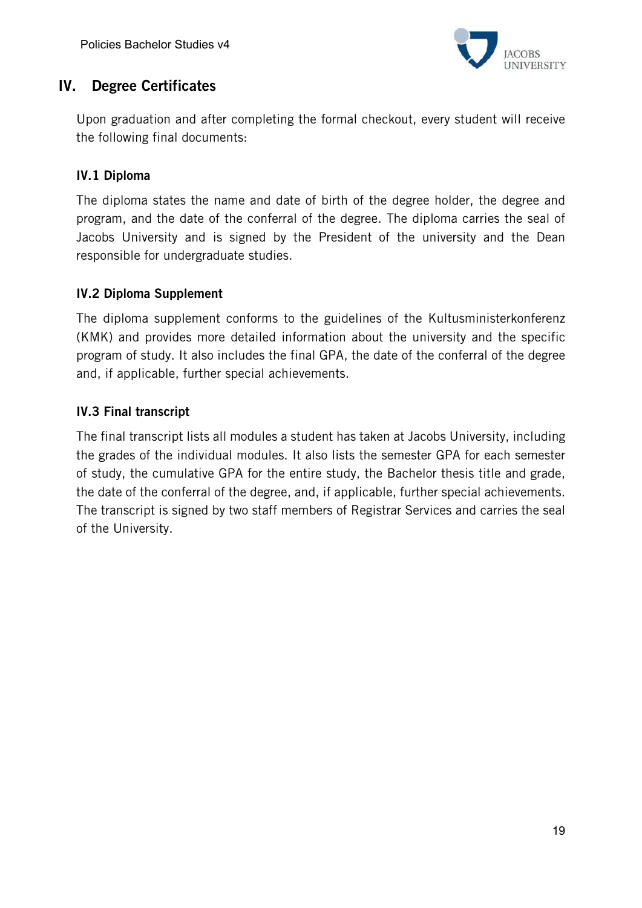# IV. Degree Certificates

Upon graduation and after completing the formal checkout, every student will receive the following final documents:

## IV.1 Diploma

The diploma states the name and date of birth of the degree holder, the degree and program, and the date of the conferral of the degree. The diploma carries the seal of Jacobs University and is signed by the President of the university and the Dean responsible for undergraduate studies.

## IV.2 Diploma Supplement

The diploma supplement conforms to the guidelines of the Kultusministerkonferenz (KMK) and provides more detailed information about the university and the specific program of study. It also includes the final GPA, the date of the conferral of the degree and, if applicable, further special achievements.

## IV.3 Final transcript

The final transcript lists all modules a student has taken at Jacobs University, including the grades of the individual modules. It also lists the semester GPA for each semester of study, the cumulative GPA for the entire study, the Bachelor thesis title and grade, the date of the conferral of the degree, and, if applicable, further special achievements. The transcript is signed by two staff members of Registrar Services and carries the seal of the University.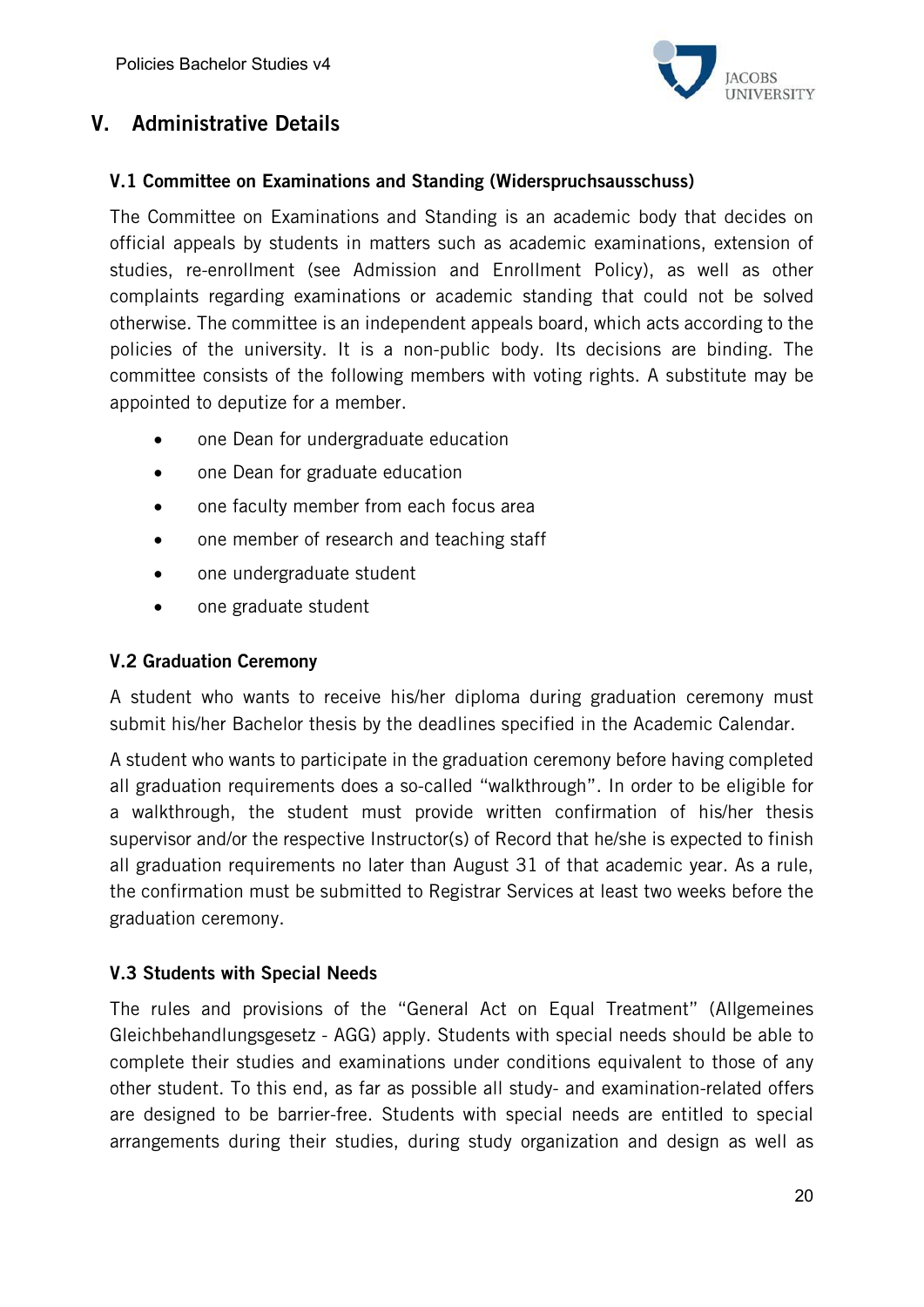# V. Administrative Details

## V.1 Committee on Examinations and Standing (Widerspruchsausschuss)

The Committee on Examinations and Standing is an academic body that decides on official appeals by students in matters such as academic examinations, extension of studies, re-enrollment (see Admission and Enrollment Policy), as well as other complaints regarding examinations or academic standing that could not be solved otherwise. The committee is an independent appeals board, which acts according to the policies of the university. It is a non-public body. Its decisions are binding. The committee consists of the following members with voting rights. A substitute may be appointed to deputize for a member.

- one Dean for undergraduate education
- one Dean for graduate education
- one faculty member from each focus area
- one member of research and teaching staff
- one undergraduate student
- one graduate student

## V.2 Graduation Ceremony

A student who wants to receive his/her diploma during graduation ceremony must submit his/her Bachelor thesis by the deadlines specified in the Academic Calendar.

A student who wants to participate in the graduation ceremony before having completed all graduation requirements does a so-called "walkthrough". In order to be eligible for a walkthrough, the student must provide written confirmation of his/her thesis supervisor and/or the respective Instructor(s) of Record that he/she is expected to finish all graduation requirements no later than August 31 of that academic year. As a rule, the confirmation must be submitted to Registrar Services at least two weeks before the graduation ceremony.

## V.3 Students with Special Needs

The rules and provisions of the "General Act on Equal Treatment" (Allgemeines Gleichbehandlungsgesetz - AGG) apply. Students with special needs should be able to complete their studies and examinations under conditions equivalent to those of any other student. To this end, as far as possible all study- and examination-related offers are designed to be barrier-free. Students with special needs are entitled to special arrangements during their studies, during study organization and design as well as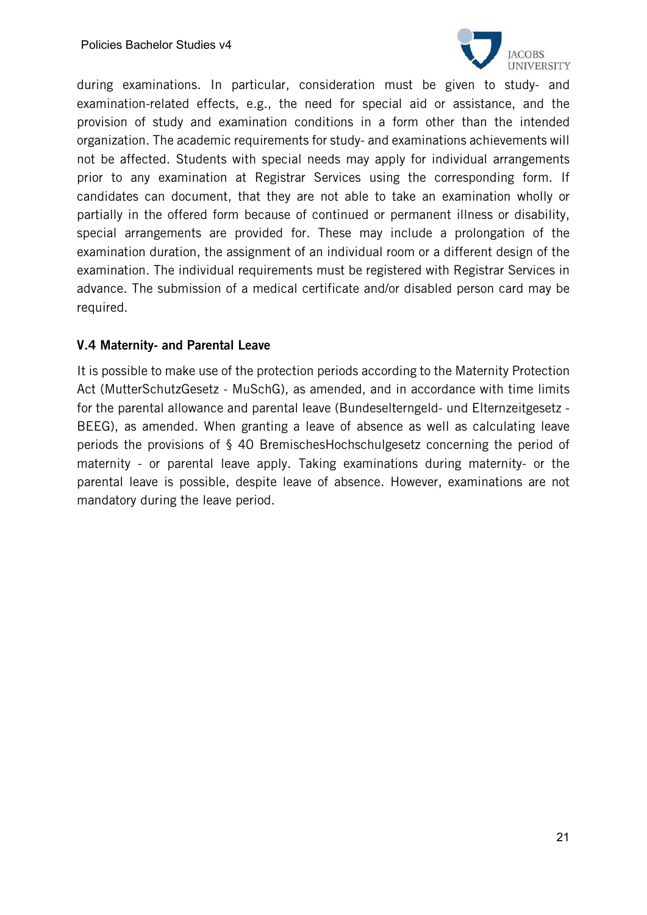during examinations. In particular, consideration must be given to study- and examination-related effects, e.g., the need for special aid or assistance, and the provision of study and examination conditions in a form other than the intended organization. The academic requirements for study- and examinations achievements will not be affected. Students with special needs may apply for individual arrangements prior to any examination at Registrar Services using the corresponding form. If candidates can document, that they are not able to take an examination wholly or partially in the offered form because of continued or permanent illness or disability, special arrangements are provided for. These may include a prolongation of the examination duration, the assignment of an individual room or a different design of the examination. The individual requirements must be registered with Registrar Services in advance. The submission of a medical certificate and/or disabled person card may be required.

### V.4 Maternity- and Parental Leave

It is possible to make use of the protection periods according to the Maternity Protection Act (MutterSchutzGesetz - MuSchG), as amended, and in accordance with time limits for the parental allowance and parental leave (Bundeselterngeld- und Elternzeitgesetz - BEEG), as amended. When granting a leave of absence as well as calculating leave periods the provisions of § 40 BremischesHochschulgesetz concerning the period of maternity - or parental leave apply. Taking examinations during maternity- or the parental leave is possible, despite leave of absence. However, examinations are not mandatory during the leave period.